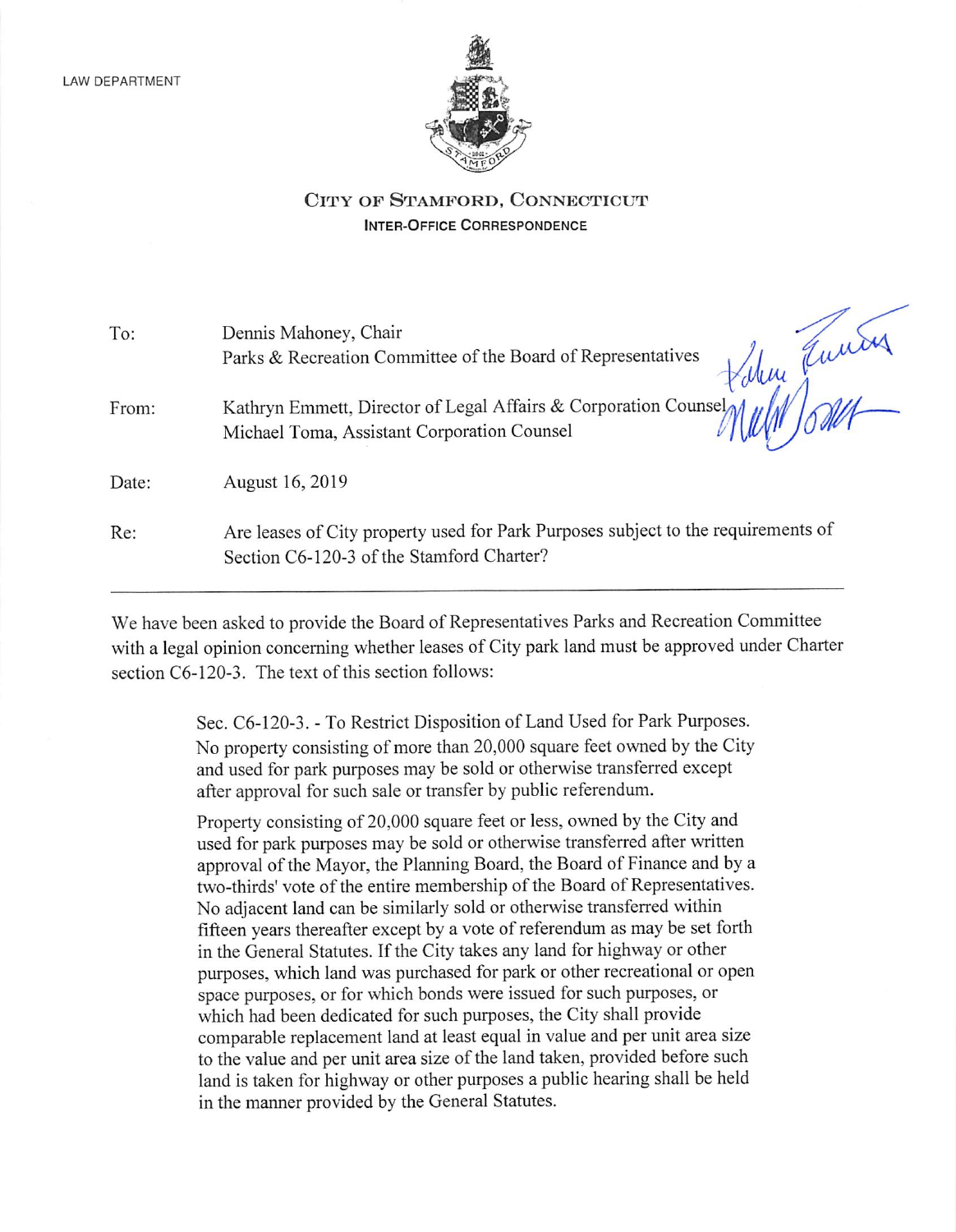LAW DEPARTMENT

# City of Stamford, Connecticut

**Inter-Office Correspondence**

| | |
|---|---|
| To: | Dennis Mahoney, Chair<br>Parks & Recreation Committee of the Board of Representatives |
| From: | Kathryn Emmett, Director of Legal Affairs & Corporation Counsel<br>Michael Toma, Assistant Corporation Counsel |
| Date: | August 16, 2019 |
| Re: | Are leases of City property used for Park Purposes subject to the requirements of Section C6-120-3 of the Stamford Charter? |

---

We have been asked to provide the Board of Representatives Parks and Recreation Committee with a legal opinion concerning whether leases of City park land must be approved under Charter section C6-120-3. The text of this section follows:

> Sec. C6-120-3. - To Restrict Disposition of Land Used for Park Purposes. No property consisting of more than 20,000 square feet owned by the City and used for park purposes may be sold or otherwise transferred except after approval for such sale or transfer by public referendum.
>
> Property consisting of 20,000 square feet or less, owned by the City and used for park purposes may be sold or otherwise transferred after written approval of the Mayor, the Planning Board, the Board of Finance and by a two-thirds' vote of the entire membership of the Board of Representatives. No adjacent land can be similarly sold or otherwise transferred within fifteen years thereafter except by a vote of referendum as may be set forth in the General Statutes. If the City takes any land for highway or other purposes, which land was purchased for park or other recreational or open space purposes, or for which bonds were issued for such purposes, or which had been dedicated for such purposes, the City shall provide comparable replacement land at least equal in value and per unit area size to the value and per unit area size of the land taken, provided before such land is taken for highway or other purposes a public hearing shall be held in the manner provided by the General Statutes.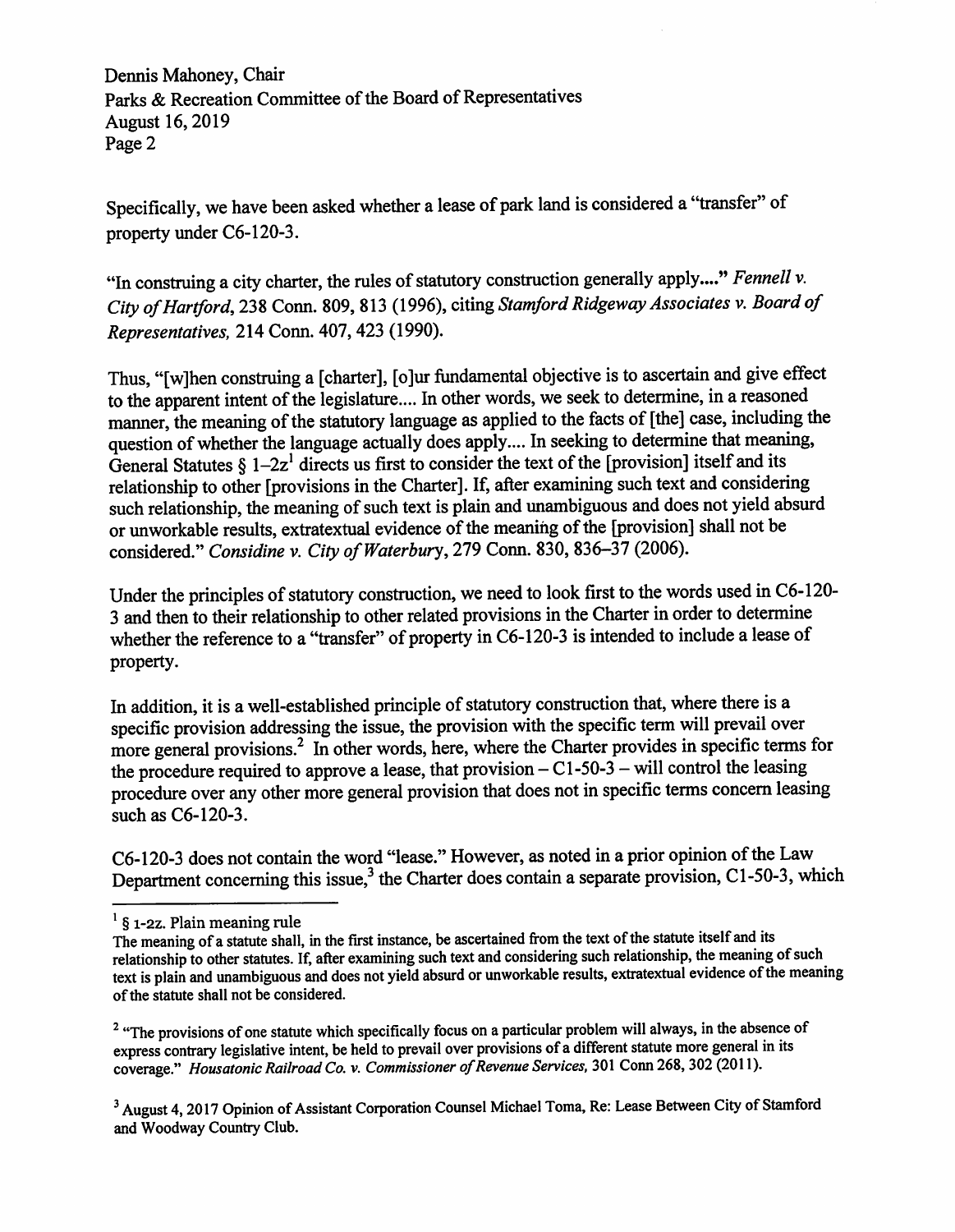Specifically, we have been asked whether a lease of park land is considered a "transfer" of property under C6-120-3.

"In construing a city charter, the rules of statutory construction generally apply...." *Fennell v. City of Hartford*, 238 Conn. 809, 813 (1996), citing *Stamford Ridgeway Associates v. Board of Representatives,* 214 Conn. 407, 423 (1990).

Thus, "[w]hen construing a [charter], [o]ur fundamental objective is to ascertain and give effect to the apparent intent of the legislature.... In other words, we seek to determine, in a reasoned manner, the meaning of the statutory language as applied to the facts of [the] case, including the question of whether the language actually does apply.... In seeking to determine that meaning, General Statutes § 1–2z[1] directs us first to consider the text of the [provision] itself and its relationship to other [provisions in the Charter]. If, after examining such text and considering such relationship, the meaning of such text is plain and unambiguous and does not yield absurd or unworkable results, extratextual evidence of the meaning of the [provision] shall not be considered." *Considine v. City of Waterbury*, 279 Conn. 830, 836–37 (2006).

Under the principles of statutory construction, we need to look first to the words used in C6-120-3 and then to their relationship to other related provisions in the Charter in order to determine whether the reference to a "transfer" of property in C6-120-3 is intended to include a lease of property.

In addition, it is a well-established principle of statutory construction that, where there is a specific provision addressing the issue, the provision with the specific term will prevail over more general provisions.[2] In other words, here, where the Charter provides in specific terms for the procedure required to approve a lease, that provision – C1-50-3 – will control the leasing procedure over any other more general provision that does not in specific terms concern leasing such as C6-120-3.

C6-120-3 does not contain the word "lease." However, as noted in a prior opinion of the Law Department concerning this issue,[3] the Charter does contain a separate provision, C1-50-3, which

---

[1] § 1-2z. Plain meaning rule
The meaning of a statute shall, in the first instance, be ascertained from the text of the statute itself and its relationship to other statutes. If, after examining such text and considering such relationship, the meaning of such text is plain and unambiguous and does not yield absurd or unworkable results, extratextual evidence of the meaning of the statute shall not be considered.

[2] "The provisions of one statute which specifically focus on a particular problem will always, in the absence of express contrary legislative intent, be held to prevail over provisions of a different statute more general in its coverage." *Housatonic Railroad Co. v. Commissioner of Revenue Services,* 301 Conn 268, 302 (2011).

[3] August 4, 2017 Opinion of Assistant Corporation Counsel Michael Toma, Re: Lease Between City of Stamford and Woodway Country Club.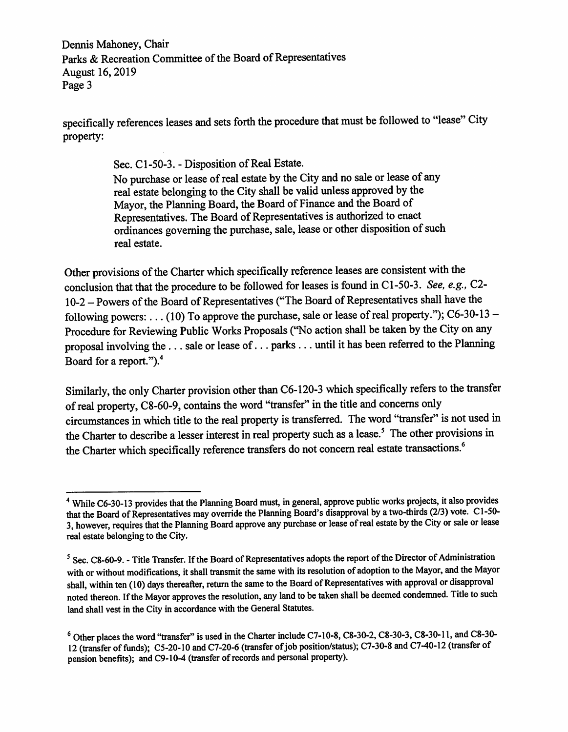specifically references leases and sets forth the procedure that must be followed to "lease" City property:

> Sec. C1-50-3. - Disposition of Real Estate.
> No purchase or lease of real estate by the City and no sale or lease of any real estate belonging to the City shall be valid unless approved by the Mayor, the Planning Board, the Board of Finance and the Board of Representatives. The Board of Representatives is authorized to enact ordinances governing the purchase, sale, lease or other disposition of such real estate.

Other provisions of the Charter which specifically reference leases are consistent with the conclusion that that the procedure to be followed for leases is found in C1-50-3. *See, e.g.,* C2-10-2 – Powers of the Board of Representatives ("The Board of Representatives shall have the following powers: . . . (10) To approve the purchase, sale or lease of real property."); C6-30-13 – Procedure for Reviewing Public Works Proposals ("No action shall be taken by the City on any proposal involving the . . . sale or lease of . . . parks . . . until it has been referred to the Planning Board for a report.").[4]

Similarly, the only Charter provision other than C6-120-3 which specifically refers to the transfer of real property, C8-60-9, contains the word "transfer" in the title and concerns only circumstances in which title to the real property is transferred. The word "transfer" is not used in the Charter to describe a lesser interest in real property such as a lease.[5] The other provisions in the Charter which specifically reference transfers do not concern real estate transactions.[6]

---

[4] While C6-30-13 provides that the Planning Board must, in general, approve public works projects, it also provides that the Board of Representatives may override the Planning Board's disapproval by a two-thirds (2/3) vote. C1-50-3, however, requires that the Planning Board approve any purchase or lease of real estate by the City or sale or lease real estate belonging to the City.

[5] Sec. C8-60-9. - Title Transfer. If the Board of Representatives adopts the report of the Director of Administration with or without modifications, it shall transmit the same with its resolution of adoption to the Mayor, and the Mayor shall, within ten (10) days thereafter, return the same to the Board of Representatives with approval or disapproval noted thereon. If the Mayor approves the resolution, any land to be taken shall be deemed condemned. Title to such land shall vest in the City in accordance with the General Statutes.

[6] Other places the word "transfer" is used in the Charter include C7-10-8, C8-30-2, C8-30-3, C8-30-11, and C8-30-12 (transfer of funds); C5-20-10 and C7-20-6 (transfer of job position/status); C7-30-8 and C7-40-12 (transfer of pension benefits); and C9-10-4 (transfer of records and personal property).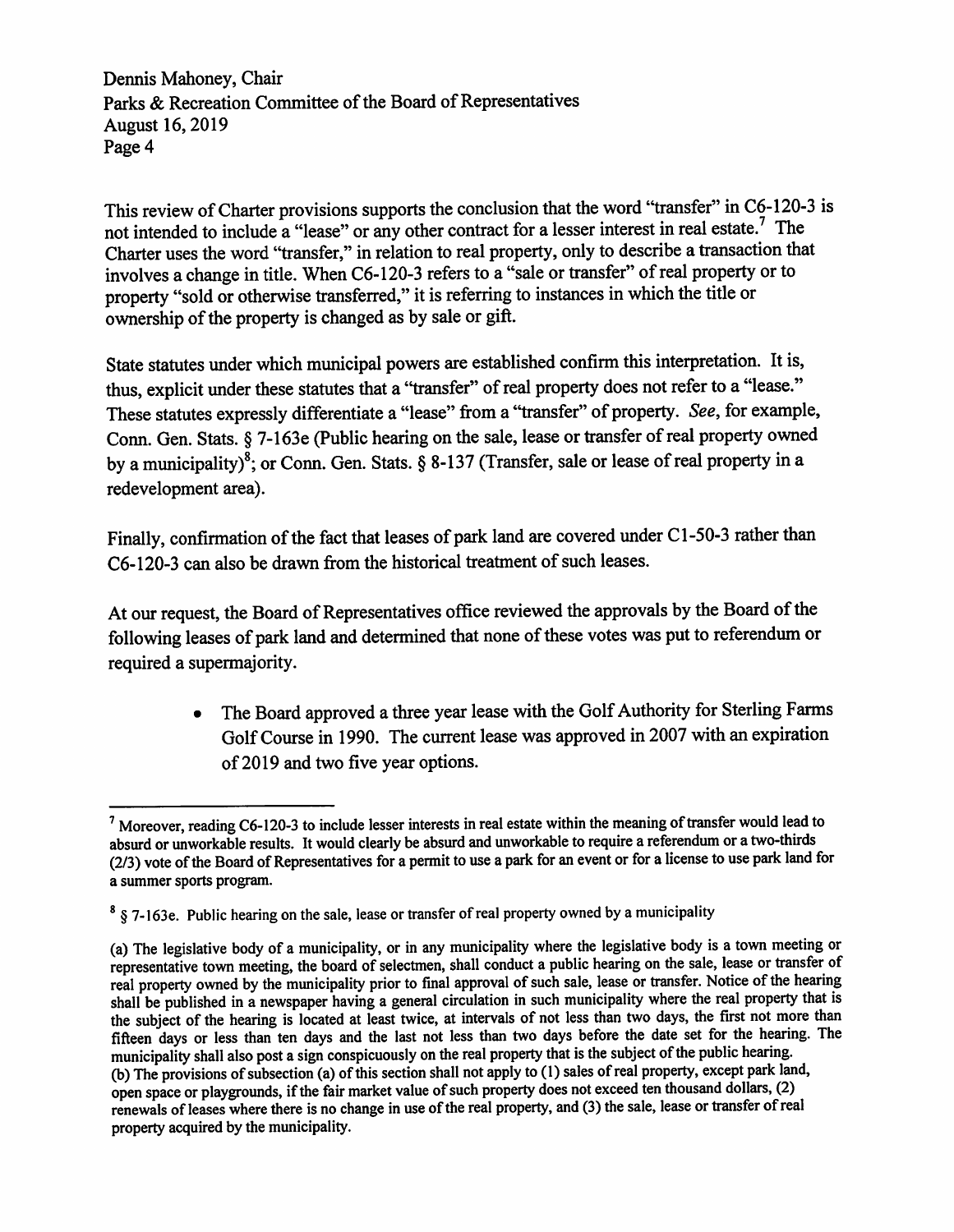This review of Charter provisions supports the conclusion that the word "transfer" in C6-120-3 is not intended to include a "lease" or any other contract for a lesser interest in real estate.[7] The Charter uses the word "transfer," in relation to real property, only to describe a transaction that involves a change in title. When C6-120-3 refers to a "sale or transfer" of real property or to property "sold or otherwise transferred," it is referring to instances in which the title or ownership of the property is changed as by sale or gift.

State statutes under which municipal powers are established confirm this interpretation. It is, thus, explicit under these statutes that a "transfer" of real property does not refer to a "lease." These statutes expressly differentiate a "lease" from a "transfer" of property. *See*, for example, Conn. Gen. Stats. § 7-163e (Public hearing on the sale, lease or transfer of real property owned by a municipality)[8]; or Conn. Gen. Stats. § 8-137 (Transfer, sale or lease of real property in a redevelopment area).

Finally, confirmation of the fact that leases of park land are covered under C1-50-3 rather than C6-120-3 can also be drawn from the historical treatment of such leases.

At our request, the Board of Representatives office reviewed the approvals by the Board of the following leases of park land and determined that none of these votes was put to referendum or required a supermajority.

- The Board approved a three year lease with the Golf Authority for Sterling Farms Golf Course in 1990. The current lease was approved in 2007 with an expiration of 2019 and two five year options.

---

[7] Moreover, reading C6-120-3 to include lesser interests in real estate within the meaning of transfer would lead to absurd or unworkable results. It would clearly be absurd and unworkable to require a referendum or a two-thirds (2/3) vote of the Board of Representatives for a permit to use a park for an event or for a license to use park land for a summer sports program.

[8] § 7-163e. Public hearing on the sale, lease or transfer of real property owned by a municipality

(a) The legislative body of a municipality, or in any municipality where the legislative body is a town meeting or representative town meeting, the board of selectmen, shall conduct a public hearing on the sale, lease or transfer of real property owned by the municipality prior to final approval of such sale, lease or transfer. Notice of the hearing shall be published in a newspaper having a general circulation in such municipality where the real property that is the subject of the hearing is located at least twice, at intervals of not less than two days, the first not more than fifteen days or less than ten days and the last not less than two days before the date set for the hearing. The municipality shall also post a sign conspicuously on the real property that is the subject of the public hearing.
(b) The provisions of subsection (a) of this section shall not apply to (1) sales of real property, except park land, open space or playgrounds, if the fair market value of such property does not exceed ten thousand dollars, (2) renewals of leases where there is no change in use of the real property, and (3) the sale, lease or transfer of real property acquired by the municipality.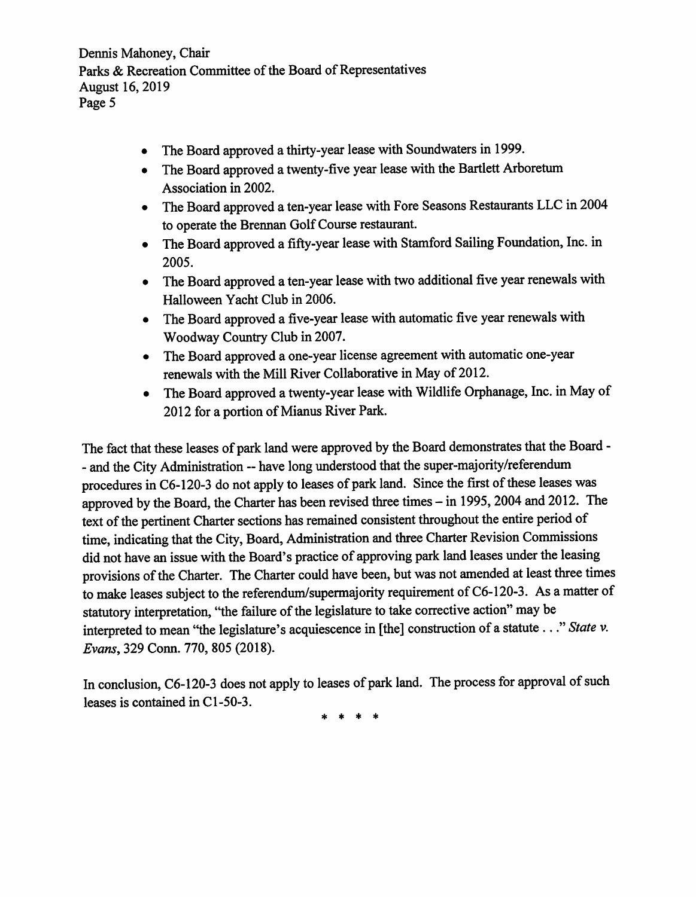- The Board approved a thirty-year lease with Soundwaters in 1999.
- The Board approved a twenty-five year lease with the Bartlett Arboretum Association in 2002.
- The Board approved a ten-year lease with Fore Seasons Restaurants LLC in 2004 to operate the Brennan Golf Course restaurant.
- The Board approved a fifty-year lease with Stamford Sailing Foundation, Inc. in 2005.
- The Board approved a ten-year lease with two additional five year renewals with Halloween Yacht Club in 2006.
- The Board approved a five-year lease with automatic five year renewals with Woodway Country Club in 2007.
- The Board approved a one-year license agreement with automatic one-year renewals with the Mill River Collaborative in May of 2012.
- The Board approved a twenty-year lease with Wildlife Orphanage, Inc. in May of 2012 for a portion of Mianus River Park.

The fact that these leases of park land were approved by the Board demonstrates that the Board -- and the City Administration -- have long understood that the super-majority/referendum procedures in C6-120-3 do not apply to leases of park land. Since the first of these leases was approved by the Board, the Charter has been revised three times – in 1995, 2004 and 2012. The text of the pertinent Charter sections has remained consistent throughout the entire period of time, indicating that the City, Board, Administration and three Charter Revision Commissions did not have an issue with the Board's practice of approving park land leases under the leasing provisions of the Charter. The Charter could have been, but was not amended at least three times to make leases subject to the referendum/supermajority requirement of C6-120-3. As a matter of statutory interpretation, "the failure of the legislature to take corrective action" may be interpreted to mean "the legislature's acquiescence in [the] construction of a statute . . ." *State v. Evans*, 329 Conn. 770, 805 (2018).

In conclusion, C6-120-3 does not apply to leases of park land. The process for approval of such leases is contained in C1-50-3.

\* \* \* \*